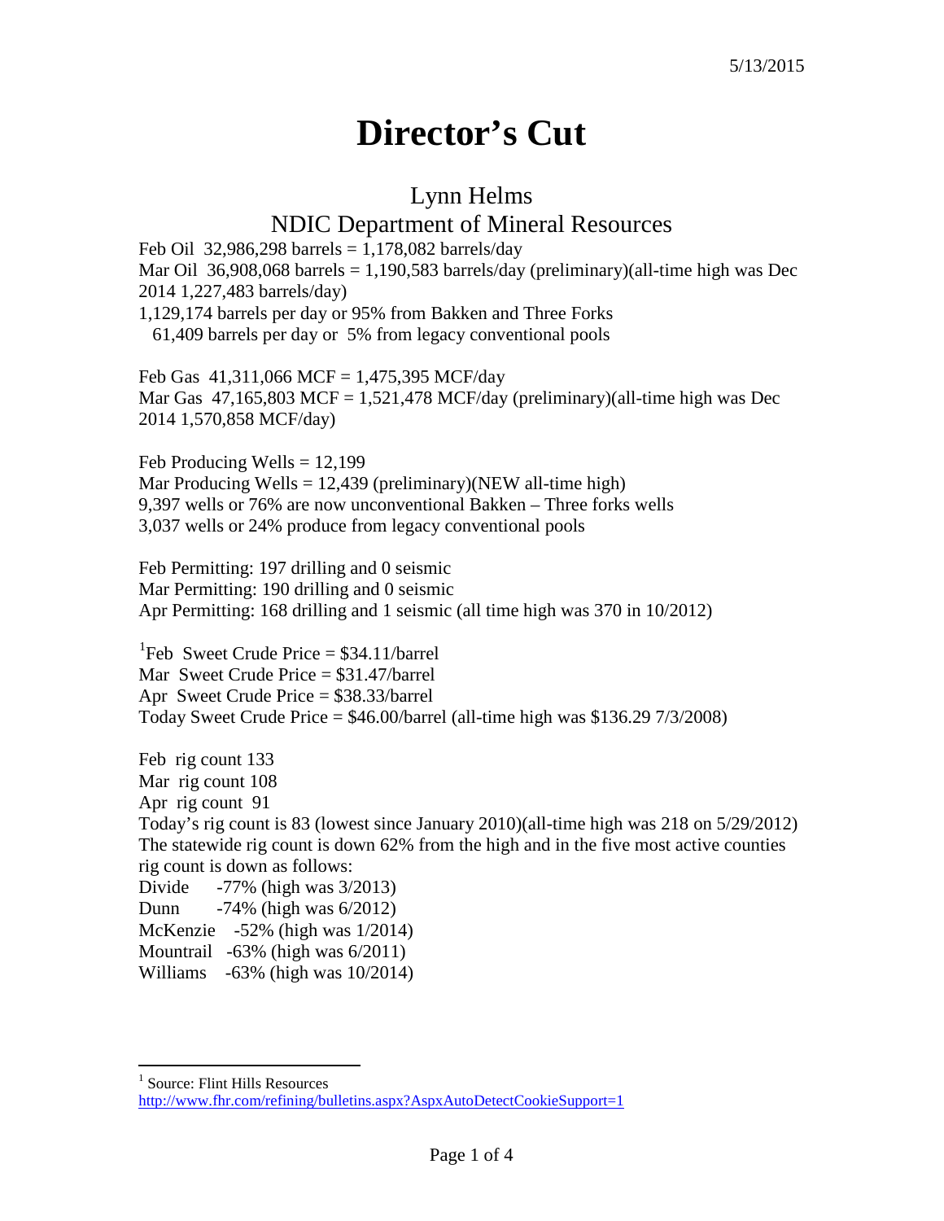5/13/2015

# Director's Cut

## Lynn Helms

## NDIC Department of Mineral Resources

Feb Oil 32,986,298 barrels = 1,178,082 barrels/day
Mar Oil 36,908,068 barrels = 1,190,583 barrels/day (preliminary)(all-time high was Dec 2014 1,227,483 barrels/day)
1,129,174 barrels per day or 95% from Bakken and Three Forks
61,409 barrels per day or 5% from legacy conventional pools

Feb Gas 41,311,066 MCF = 1,475,395 MCF/day
Mar Gas 47,165,803 MCF = 1,521,478 MCF/day (preliminary)(all-time high was Dec 2014 1,570,858 MCF/day)

Feb Producing Wells = 12,199
Mar Producing Wells = 12,439 (preliminary)(NEW all-time high)
9,397 wells or 76% are now unconventional Bakken – Three forks wells
3,037 wells or 24% produce from legacy conventional pools

Feb Permitting: 197 drilling and 0 seismic
Mar Permitting: 190 drilling and 0 seismic
Apr Permitting: 168 drilling and 1 seismic (all time high was 370 in 10/2012)

[1]Feb Sweet Crude Price = $34.11/barrel
Mar Sweet Crude Price = $31.47/barrel
Apr Sweet Crude Price = $38.33/barrel
Today Sweet Crude Price = $46.00/barrel (all-time high was $136.29 7/3/2008)

Feb rig count 133
Mar rig count 108
Apr rig count 91
Today's rig count is 83 (lowest since January 2010)(all-time high was 218 on 5/29/2012)
The statewide rig count is down 62% from the high and in the five most active counties rig count is down as follows:
Divide -77% (high was 3/2013)
Dunn -74% (high was 6/2012)
McKenzie -52% (high was 1/2014)
Mountrail -63% (high was 6/2011)
Williams -63% (high was 10/2014)

---

[1] Source: Flint Hills Resources
http://www.fhr.com/refining/bulletins.aspx?AspxAutoDetectCookieSupport=1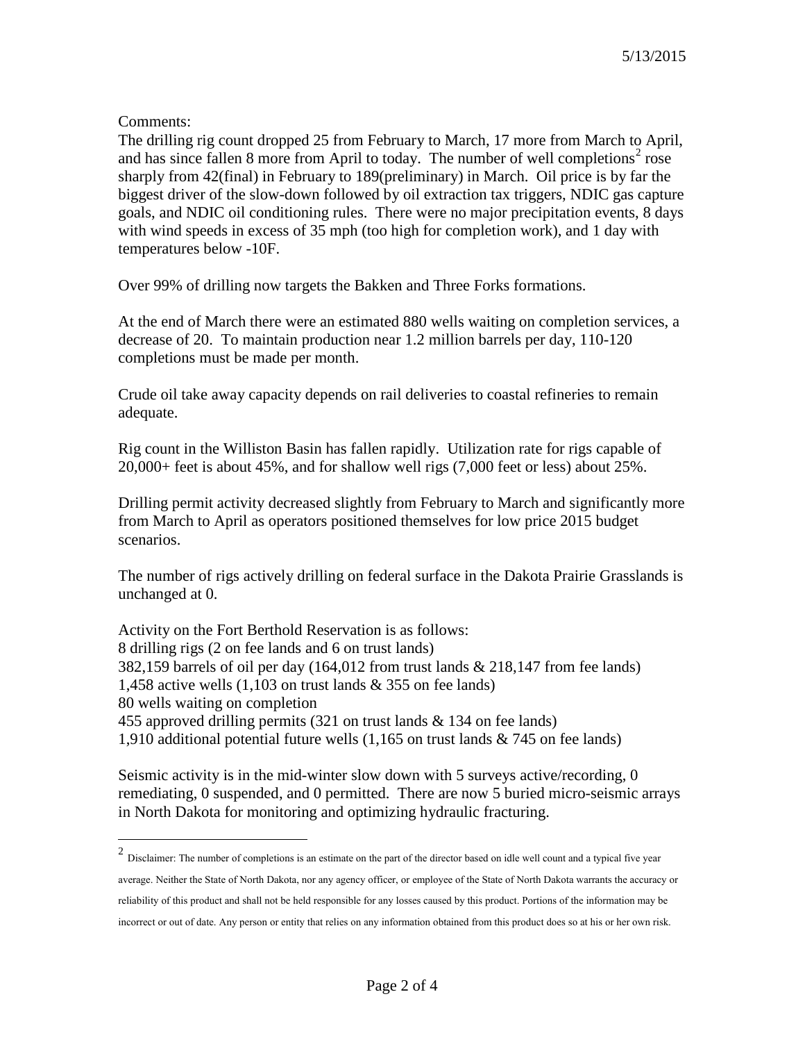5/13/2015

Comments:

The drilling rig count dropped 25 from February to March, 17 more from March to April, and has since fallen 8 more from April to today. The number of well completions[2] rose sharply from 42(final) in February to 189(preliminary) in March. Oil price is by far the biggest driver of the slow-down followed by oil extraction tax triggers, NDIC gas capture goals, and NDIC oil conditioning rules. There were no major precipitation events, 8 days with wind speeds in excess of 35 mph (too high for completion work), and 1 day with temperatures below -10F.

Over 99% of drilling now targets the Bakken and Three Forks formations.

At the end of March there were an estimated 880 wells waiting on completion services, a decrease of 20. To maintain production near 1.2 million barrels per day, 110-120 completions must be made per month.

Crude oil take away capacity depends on rail deliveries to coastal refineries to remain adequate.

Rig count in the Williston Basin has fallen rapidly. Utilization rate for rigs capable of 20,000+ feet is about 45%, and for shallow well rigs (7,000 feet or less) about 25%.

Drilling permit activity decreased slightly from February to March and significantly more from March to April as operators positioned themselves for low price 2015 budget scenarios.

The number of rigs actively drilling on federal surface in the Dakota Prairie Grasslands is unchanged at 0.

Activity on the Fort Berthold Reservation is as follows:
8 drilling rigs (2 on fee lands and 6 on trust lands)
382,159 barrels of oil per day (164,012 from trust lands & 218,147 from fee lands)
1,458 active wells (1,103 on trust lands & 355 on fee lands)
80 wells waiting on completion
455 approved drilling permits (321 on trust lands & 134 on fee lands)
1,910 additional potential future wells (1,165 on trust lands & 745 on fee lands)

Seismic activity is in the mid-winter slow down with 5 surveys active/recording, 0 remediating, 0 suspended, and 0 permitted. There are now 5 buried micro-seismic arrays in North Dakota for monitoring and optimizing hydraulic fracturing.

---

[2] Disclaimer: The number of completions is an estimate on the part of the director based on idle well count and a typical five year average. Neither the State of North Dakota, nor any agency officer, or employee of the State of North Dakota warrants the accuracy or reliability of this product and shall not be held responsible for any losses caused by this product. Portions of the information may be incorrect or out of date. Any person or entity that relies on any information obtained from this product does so at his or her own risk.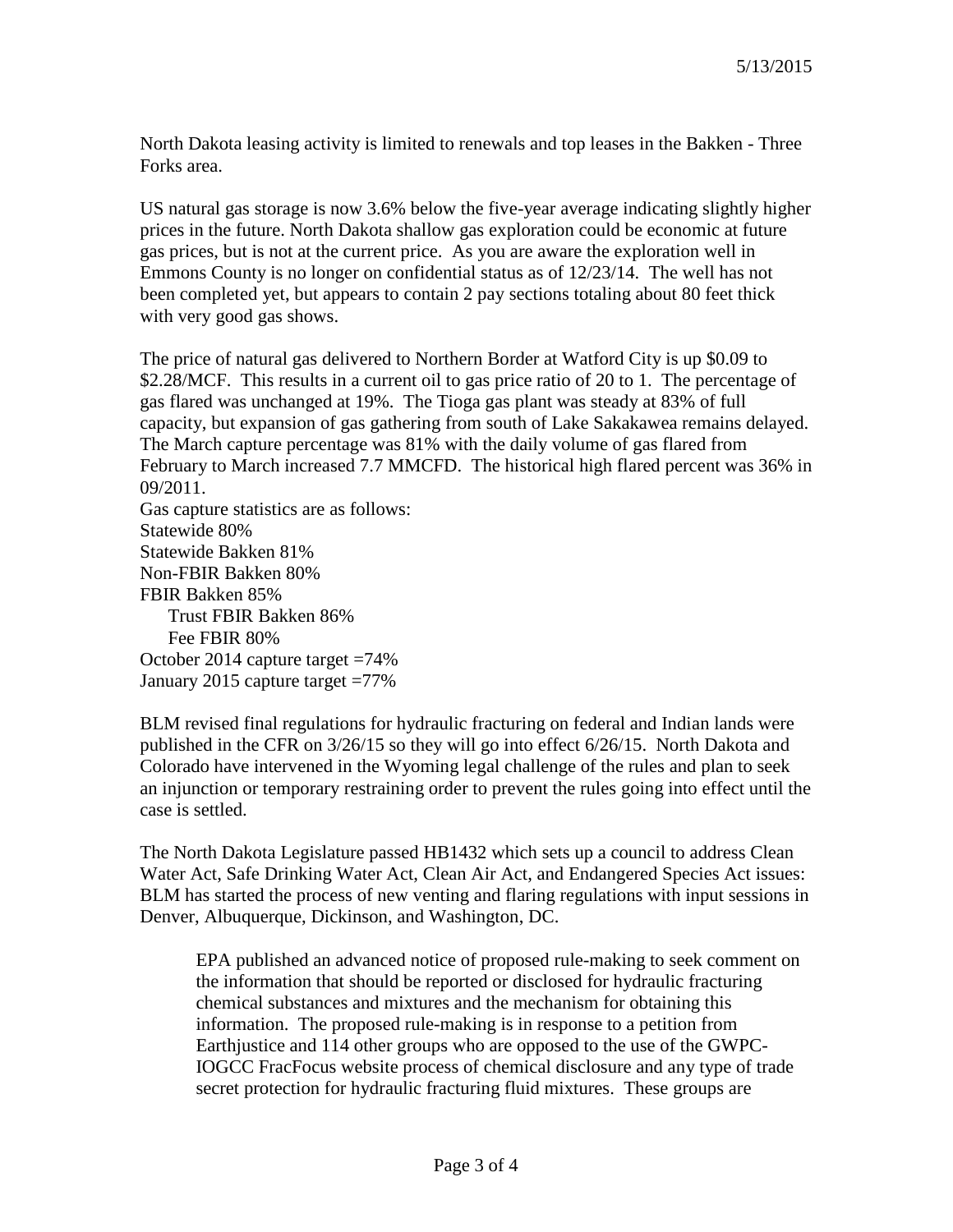North Dakota leasing activity is limited to renewals and top leases in the Bakken - Three Forks area.

US natural gas storage is now 3.6% below the five-year average indicating slightly higher prices in the future. North Dakota shallow gas exploration could be economic at future gas prices, but is not at the current price. As you are aware the exploration well in Emmons County is no longer on confidential status as of 12/23/14. The well has not been completed yet, but appears to contain 2 pay sections totaling about 80 feet thick with very good gas shows.

The price of natural gas delivered to Northern Border at Watford City is up $0.09 to $2.28/MCF. This results in a current oil to gas price ratio of 20 to 1. The percentage of gas flared was unchanged at 19%. The Tioga gas plant was steady at 83% of full capacity, but expansion of gas gathering from south of Lake Sakakawea remains delayed. The March capture percentage was 81% with the daily volume of gas flared from February to March increased 7.7 MMCFD. The historical high flared percent was 36% in 09/2011.

Gas capture statistics are as follows:
Statewide 80%
Statewide Bakken 81%
Non-FBIR Bakken 80%
FBIR Bakken 85%
    Trust FBIR Bakken 86%
    Fee FBIR 80%
October 2014 capture target =74%
January 2015 capture target =77%

BLM revised final regulations for hydraulic fracturing on federal and Indian lands were published in the CFR on 3/26/15 so they will go into effect 6/26/15. North Dakota and Colorado have intervened in the Wyoming legal challenge of the rules and plan to seek an injunction or temporary restraining order to prevent the rules going into effect until the case is settled.

The North Dakota Legislature passed HB1432 which sets up a council to address Clean Water Act, Safe Drinking Water Act, Clean Air Act, and Endangered Species Act issues: BLM has started the process of new venting and flaring regulations with input sessions in Denver, Albuquerque, Dickinson, and Washington, DC.

> EPA published an advanced notice of proposed rule-making to seek comment on the information that should be reported or disclosed for hydraulic fracturing chemical substances and mixtures and the mechanism for obtaining this information. The proposed rule-making is in response to a petition from Earthjustice and 114 other groups who are opposed to the use of the GWPC-IOGCC FracFocus website process of chemical disclosure and any type of trade secret protection for hydraulic fracturing fluid mixtures. These groups are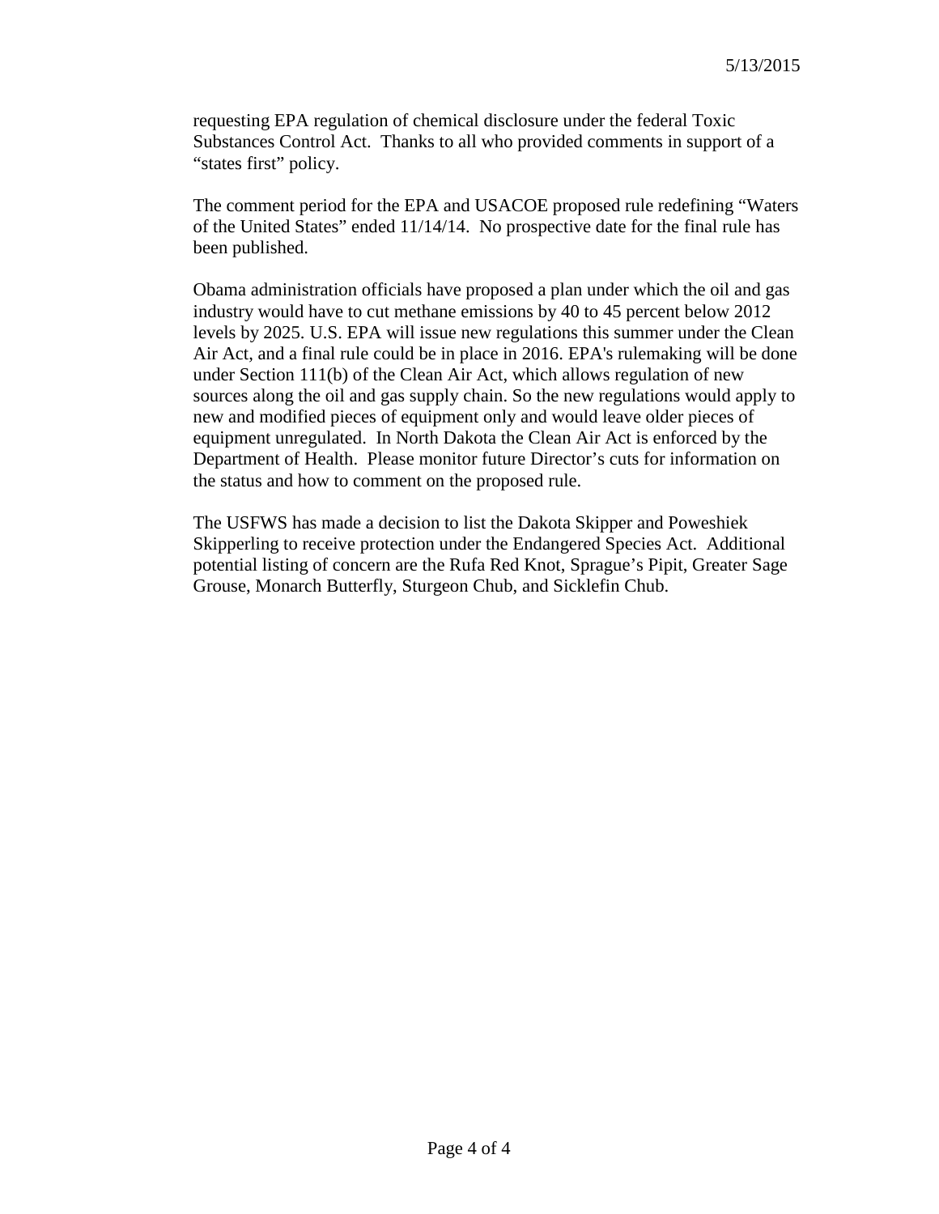requesting EPA regulation of chemical disclosure under the federal Toxic Substances Control Act. Thanks to all who provided comments in support of a "states first" policy.

The comment period for the EPA and USACOE proposed rule redefining "Waters of the United States" ended 11/14/14. No prospective date for the final rule has been published.

Obama administration officials have proposed a plan under which the oil and gas industry would have to cut methane emissions by 40 to 45 percent below 2012 levels by 2025. U.S. EPA will issue new regulations this summer under the Clean Air Act, and a final rule could be in place in 2016. EPA's rulemaking will be done under Section 111(b) of the Clean Air Act, which allows regulation of new sources along the oil and gas supply chain. So the new regulations would apply to new and modified pieces of equipment only and would leave older pieces of equipment unregulated. In North Dakota the Clean Air Act is enforced by the Department of Health. Please monitor future Director's cuts for information on the status and how to comment on the proposed rule.

The USFWS has made a decision to list the Dakota Skipper and Poweshiek Skipperling to receive protection under the Endangered Species Act. Additional potential listing of concern are the Rufa Red Knot, Sprague's Pipit, Greater Sage Grouse, Monarch Butterfly, Sturgeon Chub, and Sicklefin Chub.